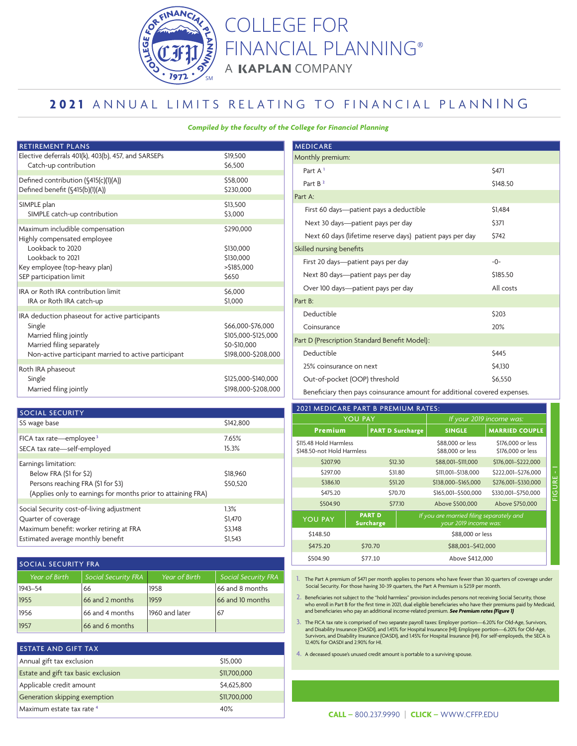# COLLEGE FOR FINANCIAL PLANNING®

A KAPLAN COMPANY

## 2021 ANNUAL LIMITS RELATING TO FINANCIAL PLANNING

*Compiled by the faculty of the College for Financial Planning*

| RETIREMENT PLANS | |
|---|---|
| Elective deferrals 401(k), 403(b), 457, and SARSEPs | $19,500 |
| Catch-up contribution | $6,500 |
| Defined contribution (§415(c)(1)(A)) | $58,000 |
| Defined benefit (§415(b)(1)(A)) | $230,000 |
| SIMPLE plan | $13,500 |
| SIMPLE catch-up contribution | $3,000 |
| Maximum includible compensation | $290,000 |
| Highly compensated employee | |
| Lookback to 2020 | $130,000 |
| Lookback to 2021 | $130,000 |
| Key employee (top-heavy plan) | >$185,000 |
| SEP participation limit | $650 |
| IRA or Roth IRA contribution limit | $6,000 |
| IRA or Roth IRA catch-up | $1,000 |
| IRA deduction phaseout for active participants | |
| Single | $66,000-$76,000 |
| Married filing jointly | $105,000-$125,000 |
| Married filing separately | $0-$10,000 |
| Non-active participant married to active participant | $198,000-$208,000 |
| Roth IRA phaseout | |
| Single | $125,000-$140,000 |
| Married filing jointly | $198,000-$208,000 |

| SOCIAL SECURITY | |
|---|---|
| SS wage base | $142,800 |
| FICA tax rate—employee[3] | 7.65% |
| SECA tax rate—self-employed | 15.3% |
| Earnings limitation: | |
| Below FRA ($1 for $2) | $18,960 |
| Persons reaching FRA ($1 for $3) | $50,520 |
| (Applies only to earnings for months prior to attaining FRA) | |
| Social Security cost-of-living adjustment | 1.3% |
| Quarter of coverage | $1,470 |
| Maximum benefit: worker retiring at FRA | $3,148 |
| Estimated average monthly benefit | $1,543 |

| SOCIAL SECURITY FRA | | | |
|---|---|---|---|
| *Year of Birth* | *Social Security FRA* | *Year of Birth* | *Social Security FRA* |
| 1943–54 | 66 | 1958 | 66 and 8 months |
| 1955 | 66 and 2 months | 1959 | 66 and 10 months |
| 1956 | 66 and 4 months | 1960 and later | 67 |
| 1957 | 66 and 6 months | | |

| ESTATE AND GIFT TAX | |
|---|---|
| Annual gift tax exclusion | $15,000 |
| Estate and gift tax basic exclusion | $11,700,000 |
| Applicable credit amount | $4,625,800 |
| Generation skipping exemption | $11,700,000 |
| Maximum estate tax rate[4] | 40% |

| MEDICARE | |
|---|---|
| Monthly premium: | |
| Part A[1] | $471 |
| Part B[2] | $148.50 |
| Part A: | |
| First 60 days—patient pays a deductible | $1,484 |
| Next 30 days—patient pays per day | $371 |
| Next 60 days (lifetime reserve days) patient pays per day | $742 |
| Skilled nursing benefits | |
| First 20 days—patient pays per day | -0- |
| Next 80 days—patient pays per day | $185.50 |
| Over 100 days—patient pays per day | All costs |
| Part B: | |
| Deductible | $203 |
| Coinsurance | 20% |
| Part D (Prescription Standard Benefit Model): | |
| Deductible | $445 |
| 25% coinsurance on next | $4,130 |
| Out-of-pocket (OOP) threshold | $6,550 |
| Beneficiary then pays coinsurance amount for additional covered expenses. | |

| 2021 MEDICARE PART B PREMIUM RATES: | | | |
|---|---|---|---|
| YOU PAY | | *If your 2019 income was:* | |
| **Premium** | **PART D Surcharge** | **SINGLE** | **MARRIED COUPLE** |
| $115.48 Hold Harmless | | $88,000 or less | $176,000 or less |
| $148.50-not Hold Harmless | | $88,000 or less | $176,000 or less |
| $207.90 | $12.30 | $88,001–$111,000 | $176,001–$222,000 |
| $297.00 | $31.80 | $111,001–$138,000 | $222,001–$276,000 |
| $386.10 | $51.20 | $138,000–$165,000 | $276,001–$330,000 |
| $475.20 | $70.70 | $165,001–$500,000 | $330,001–$750,000 |
| $504.90 | $77.10 | Above $500,000 | Above $750,000 |

| YOU PAY | PART D Surcharge | *If you are married filing separately and your 2019 income was:* |
|---|---|---|
| $148.50 | | $88,000 or less |
| $475.20 | $70.70 | $88,001–$412,000 |
| $504.90 | $77.10 | Above $412,000 |

FIGURE - 1

1. The Part A premium of $471 per month applies to persons who have fewer than 30 quarters of coverage under Social Security. For those having 30-39 quarters, the Part A Premium is $259 per month.
2. Beneficiaries not subject to the "hold harmless" provision includes persons not receiving Social Security, those who enroll in Part B for the first time in 2021, dual eligible beneficiaries who have their premiums paid by Medicaid, and beneficiaries who pay an additional income-related premium. ***See Premium rates (Figure 1)***
3. The FICA tax rate is comprised of two separate payroll taxes: Employer portion—6.20% for Old-Age, Survivors, and Disability Insurance (OASDI), and 1.45% for Hospital Insurance (HI); Employee portion—6.20% for Old-Age, Survivors, and Disability Insurance (OASDI), and 1.45% for Hospital Insurance (HI). For self-employeds, the SECA is 12.40% for OASDI and 2.90% for HI.
4. A deceased spouse's unused credit amount is portable to a surviving spouse.

**CALL** – 800.237.9990 | **CLICK** – WWW.CFFP.EDU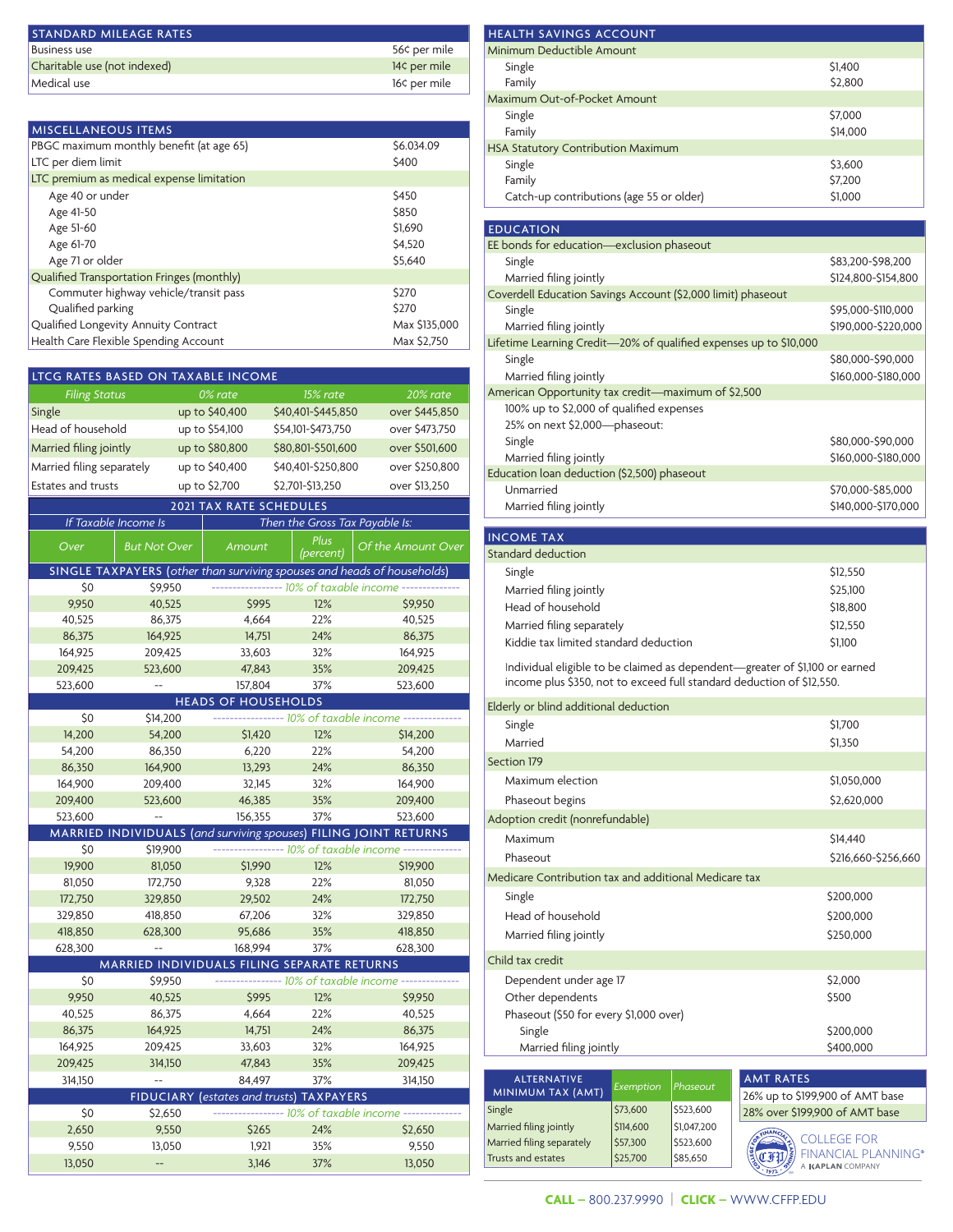## STANDARD MILEAGE RATES

| | |
|---|---|
| Business use | 56¢ per mile |
| Charitable use (not indexed) | 14¢ per mile |
| Medical use | 16¢ per mile |

## MISCELLANEOUS ITEMS

| | |
|---|---|
| PBGC maximum monthly benefit (at age 65) | $6.034.09 |
| LTC per diem limit | $400 |
| LTC premium as medical expense limitation | |
| Age 40 or under | $450 |
| Age 41-50 | $850 |
| Age 51-60 | $1,690 |
| Age 61-70 | $4,520 |
| Age 71 or older | $5,640 |
| Qualified Transportation Fringes (monthly) | |
| Commuter highway vehicle/transit pass | $270 |
| Qualified parking | $270 |
| Qualified Longevity Annuity Contract | Max $135,000 |
| Health Care Flexible Spending Account | Max $2,750 |

## LTCG RATES BASED ON TAXABLE INCOME

| Filing Status | 0% rate | 15% rate | 20% rate |
|---|---|---|---|
| Single | up to $40,400 | $40,401-$445,850 | over $445,850 |
| Head of household | up to $54,100 | $54,101-$473,750 | over $473,750 |
| Married filing jointly | up to $80,800 | $80,801-$501,600 | over $501,600 |
| Married filing separately | up to $40,400 | $40,401-$250,800 | over $250,800 |
| Estates and trusts | up to $2,700 | $2,701-$13,250 | over $13,250 |

## 2021 TAX RATE SCHEDULES

| If Taxable Income Is | | Then the Gross Tax Payable Is: | | |
|---|---|---|---|---|
| Over | But Not Over | Amount | Plus (percent) | Of the Amount Over |
| **SINGLE TAXPAYERS** (other than surviving spouses and heads of households) | | | | |
| $0 | $9,950 | 10% of taxable income | | |
| 9,950 | 40,525 | $995 | 12% | $9,950 |
| 40,525 | 86,375 | 4,664 | 22% | 40,525 |
| 86,375 | 164,925 | 14,751 | 24% | 86,375 |
| 164,925 | 209,425 | 33,603 | 32% | 164,925 |
| 209,425 | 523,600 | 47,843 | 35% | 209,425 |
| 523,600 | -- | 157,804 | 37% | 523,600 |
| **HEADS OF HOUSEHOLDS** | | | | |
| $0 | $14,200 | 10% of taxable income | | |
| 14,200 | 54,200 | $1,420 | 12% | $14,200 |
| 54,200 | 86,350 | 6,220 | 22% | 54,200 |
| 86,350 | 164,900 | 13,293 | 24% | 86,350 |
| 164,900 | 209,400 | 32,145 | 32% | 164,900 |
| 209,400 | 523,600 | 46,385 | 35% | 209,400 |
| 523,600 | -- | 156,355 | 37% | 523,600 |
| **MARRIED INDIVIDUALS** (and surviving spouses) **FILING JOINT RETURNS** | | | | |
| $0 | $19,900 | 10% of taxable income | | |
| 19,900 | 81,050 | $1,990 | 12% | $19,900 |
| 81,050 | 172,750 | 9,328 | 22% | 81,050 |
| 172,750 | 329,850 | 29,502 | 24% | 172,750 |
| 329,850 | 418,850 | 67,206 | 32% | 329,850 |
| 418,850 | 628,300 | 95,686 | 35% | 418,850 |
| 628,300 | -- | 168,994 | 37% | 628,300 |
| **MARRIED INDIVIDUALS FILING SEPARATE RETURNS** | | | | |
| $0 | $9,950 | 10% of taxable income | | |
| 9,950 | 40,525 | $995 | 12% | $9,950 |
| 40,525 | 86,375 | 4,664 | 22% | 40,525 |
| 86,375 | 164,925 | 14,751 | 24% | 86,375 |
| 164,925 | 209,425 | 33,603 | 32% | 164,925 |
| 209,425 | 314,150 | 47,843 | 35% | 209,425 |
| 314,150 | -- | 84,497 | 37% | 314,150 |
| **FIDUCIARY** (estates and trusts) **TAXPAYERS** | | | | |
| $0 | $2,650 | 10% of taxable income | | |
| 2,650 | 9,550 | $265 | 24% | $2,650 |
| 9,550 | 13,050 | 1,921 | 35% | 9,550 |
| 13,050 | -- | 3,146 | 37% | 13,050 |

## HEALTH SAVINGS ACCOUNT

| | |
|---|---|
| Minimum Deductible Amount | |
| Single | $1,400 |
| Family | $2,800 |
| Maximum Out-of-Pocket Amount | |
| Single | $7,000 |
| Family | $14,000 |
| HSA Statutory Contribution Maximum | |
| Single | $3,600 |
| Family | $7,200 |
| Catch-up contributions (age 55 or older) | $1,000 |

## EDUCATION

| | |
|---|---|
| EE bonds for education—exclusion phaseout | |
| Single | $83,200-$98,200 |
| Married filing jointly | $124,800-$154,800 |
| Coverdell Education Savings Account ($2,000 limit) phaseout | |
| Single | $95,000-$110,000 |
| Married filing jointly | $190,000-$220,000 |
| Lifetime Learning Credit—20% of qualified expenses up to $10,000 | |
| Single | $80,000-$90,000 |
| Married filing jointly | $160,000-$180,000 |
| American Opportunity tax credit—maximum of $2,500 | |
| 100% up to $2,000 of qualified expenses | |
| 25% on next $2,000—phaseout: | |
| Single | $80,000-$90,000 |
| Married filing jointly | $160,000-$180,000 |
| Education loan deduction ($2,500) phaseout | |
| Unmarried | $70,000-$85,000 |
| Married filing jointly | $140,000-$170,000 |

## INCOME TAX

| | |
|---|---|
| Standard deduction | |
| Single | $12,550 |
| Married filing jointly | $25,100 |
| Head of household | $18,800 |
| Married filing separately | $12,550 |
| Kiddie tax limited standard deduction | $1,100 |
| Individual eligible to be claimed as dependent—greater of $1,100 or earned income plus $350, not to exceed full standard deduction of $12,550. | |
| Elderly or blind additional deduction | |
| Single | $1,700 |
| Married | $1,350 |
| Section 179 | |
| Maximum election | $1,050,000 |
| Phaseout begins | $2,620,000 |
| Adoption credit (nonrefundable) | |
| Maximum | $14,440 |
| Phaseout | $216,660-$256,660 |
| Medicare Contribution tax and additional Medicare tax | |
| Single | $200,000 |
| Head of household | $200,000 |
| Married filing jointly | $250,000 |
| Child tax credit | |
| Dependent under age 17 | $2,000 |
| Other dependents | $500 |
| Phaseout ($50 for every $1,000 over) | |
| Single | $200,000 |
| Married filing jointly | $400,000 |

| ALTERNATIVE MINIMUM TAX (AMT) | Exemption | Phaseout |
|---|---|---|
| Single | $73,600 | $523,600 |
| Married filing jointly | $114,600 | $1,047,200 |
| Married filing separately | $57,300 | $523,600 |
| Trusts and estates | $25,700 | $85,650 |

| AMT RATES |
|---|
| 26% up to $199,900 of AMT base |
| 28% over $199,900 of AMT base |

COLLEGE FOR FINANCIAL PLANNING® A KAPLAN COMPANY

CALL – 800.237.9990 | CLICK – WWW.CFFP.EDU